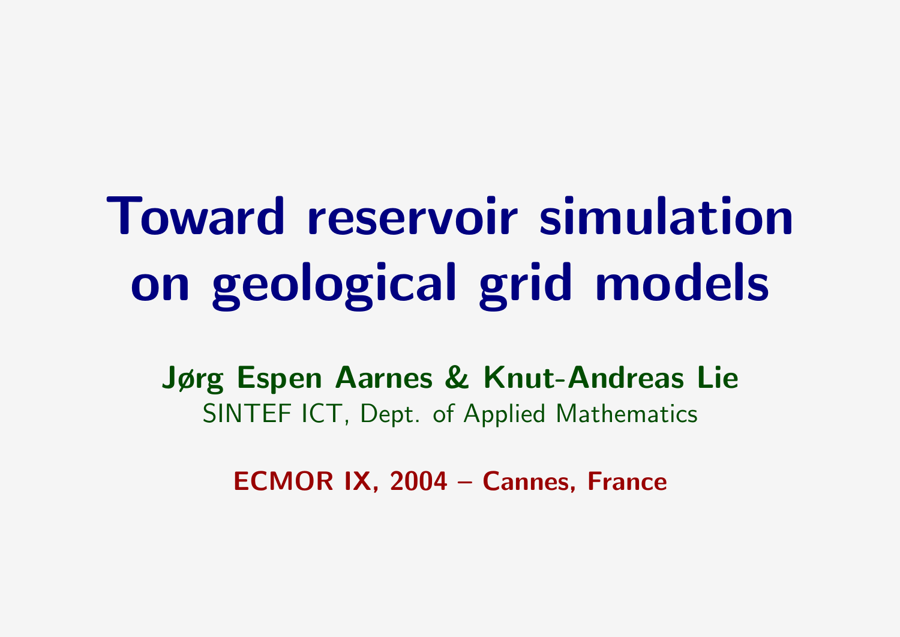# Toward reservoir simulation on geological grid models

**Jørg Espen Aarnes & Knut-Andreas Lie**

SINTEF ICT, Dept. of Applied Mathematics

**ECMOR IX, 2004 – Cannes, France**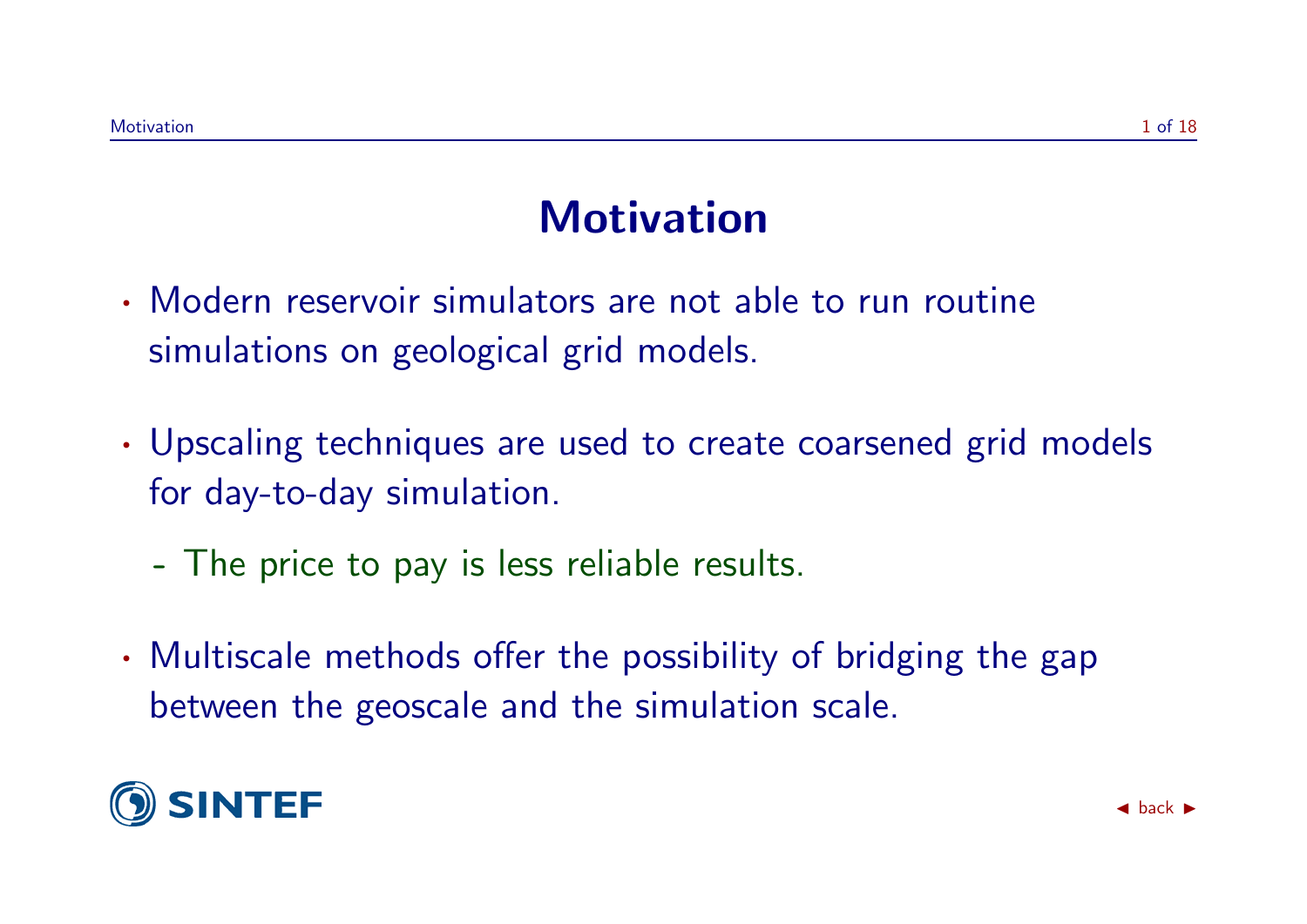# Motivation

- Modern reservoir simulators are not able to run routine simulations on geological grid models.

- Upscaling techniques are used to create coarsened grid models for day-to-day simulation.
  - The price to pay is less reliable results.

- Multiscale methods offer the possibility of bridging the gap between the geoscale and the simulation scale.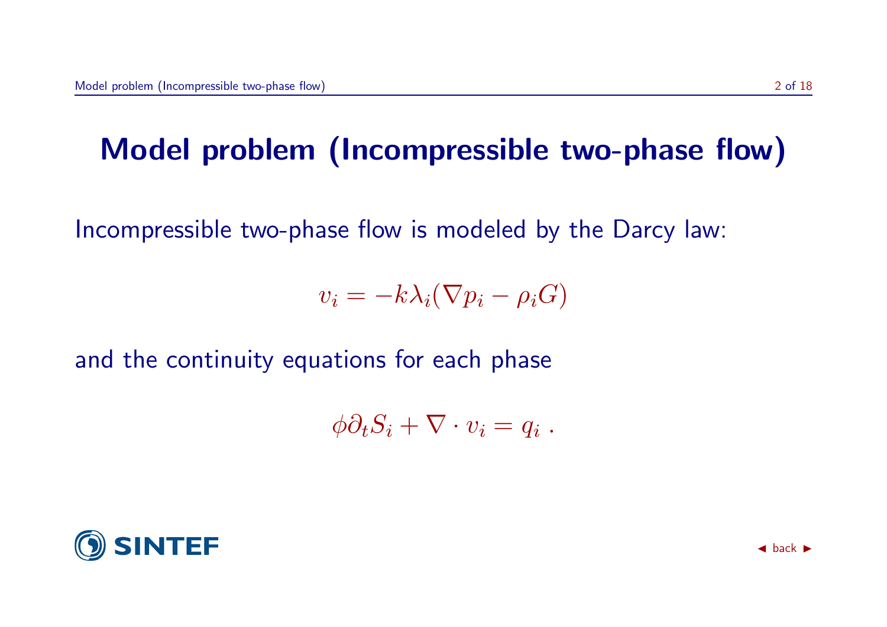# Model problem (Incompressible two-phase flow)

Incompressible two-phase flow is modeled by the Darcy law:

$$v_i = -k\lambda_i(\nabla p_i - \rho_i G)$$

and the continuity equations for each phase

$$\phi \partial_t S_i + \nabla \cdot v_i = q_i \; .$$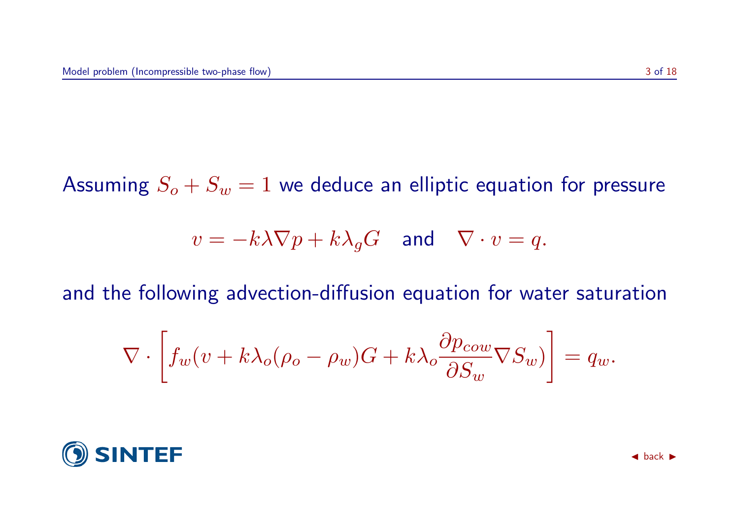Assuming $S_o + S_w = 1$ we deduce an elliptic equation for pressure

$$v = -k\lambda\nabla p + k\lambda_g G \quad \text{and} \quad \nabla \cdot v = q.$$

and the following advection-diffusion equation for water saturation

$$\nabla \cdot \left[ f_w(v + k\lambda_o(\rho_o - \rho_w)G + k\lambda_o \frac{\partial p_{cow}}{\partial S_w} \nabla S_w) \right] = q_w.$$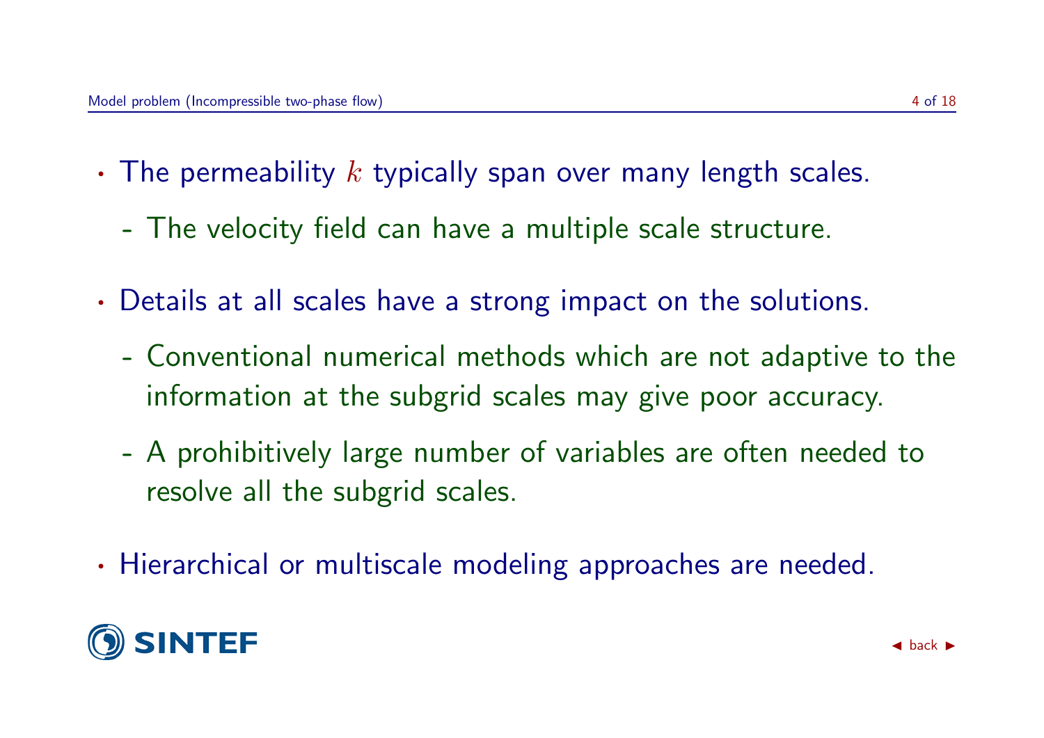- The permeability $k$ typically span over many length scales.
  - The velocity field can have a multiple scale structure.
- Details at all scales have a strong impact on the solutions.
  - Conventional numerical methods which are not adaptive to the information at the subgrid scales may give poor accuracy.
  - A prohibitively large number of variables are often needed to resolve all the subgrid scales.
- Hierarchical or multiscale modeling approaches are needed.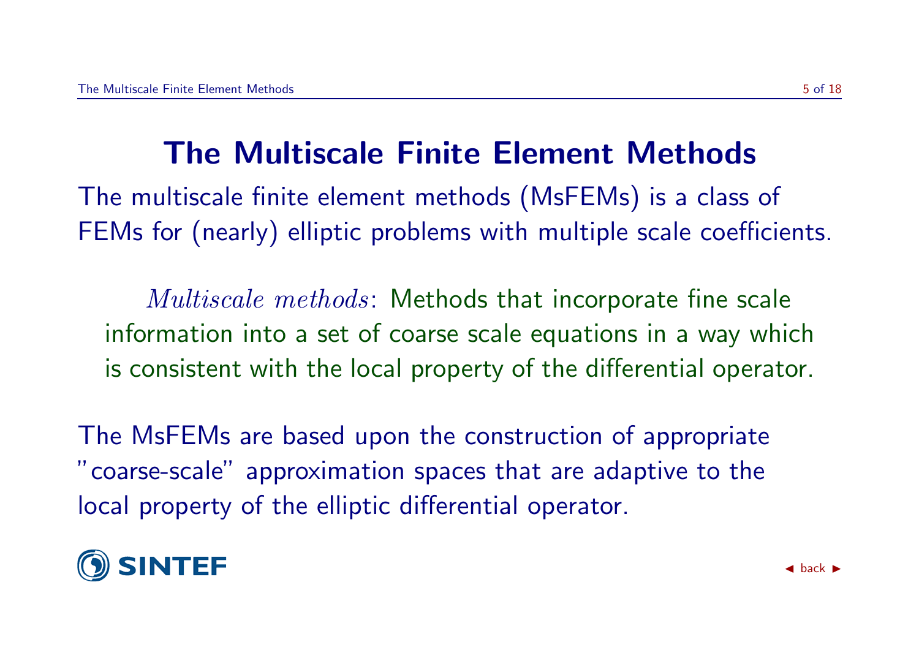# The Multiscale Finite Element Methods

The multiscale finite element methods (MsFEMs) is a class of FEMs for (nearly) elliptic problems with multiple scale coefficients.

> *Multiscale methods*: Methods that incorporate fine scale information into a set of coarse scale equations in a way which is consistent with the local property of the differential operator.

The MsFEMs are based upon the construction of appropriate "coarse-scale" approximation spaces that are adaptive to the local property of the elliptic differential operator.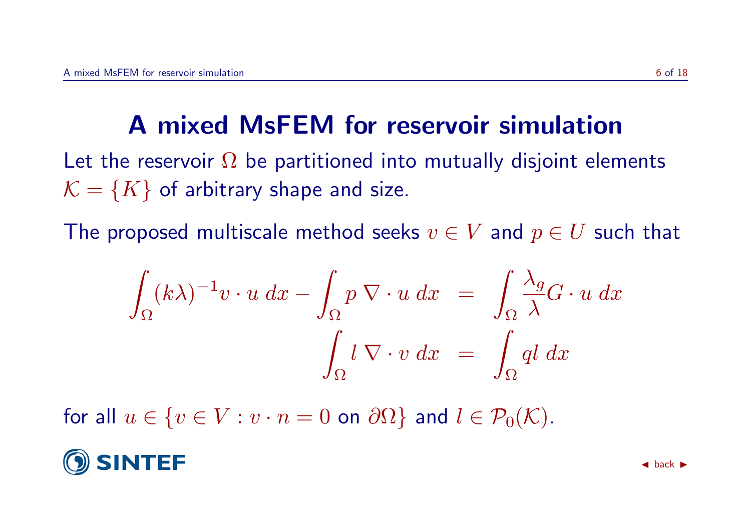# A mixed MsFEM for reservoir simulation

Let the reservoir $\Omega$ be partitioned into mutually disjoint elements $\mathcal{K} = \{K\}$ of arbitrary shape and size.

The proposed multiscale method seeks $v \in V$ and $p \in U$ such that

$$
\begin{aligned}
\int_\Omega (k\lambda)^{-1} v \cdot u \, dx - \int_\Omega p \, \nabla \cdot u \, dx &= \int_\Omega \frac{\lambda_g}{\lambda} G \cdot u \, dx \\
\int_\Omega l \, \nabla \cdot v \, dx &= \int_\Omega q l \, dx
\end{aligned}
$$

for all $u \in \{v \in V : v \cdot n = 0 \text{ on } \partial\Omega\}$ and $l \in \mathcal{P}_0(\mathcal{K})$.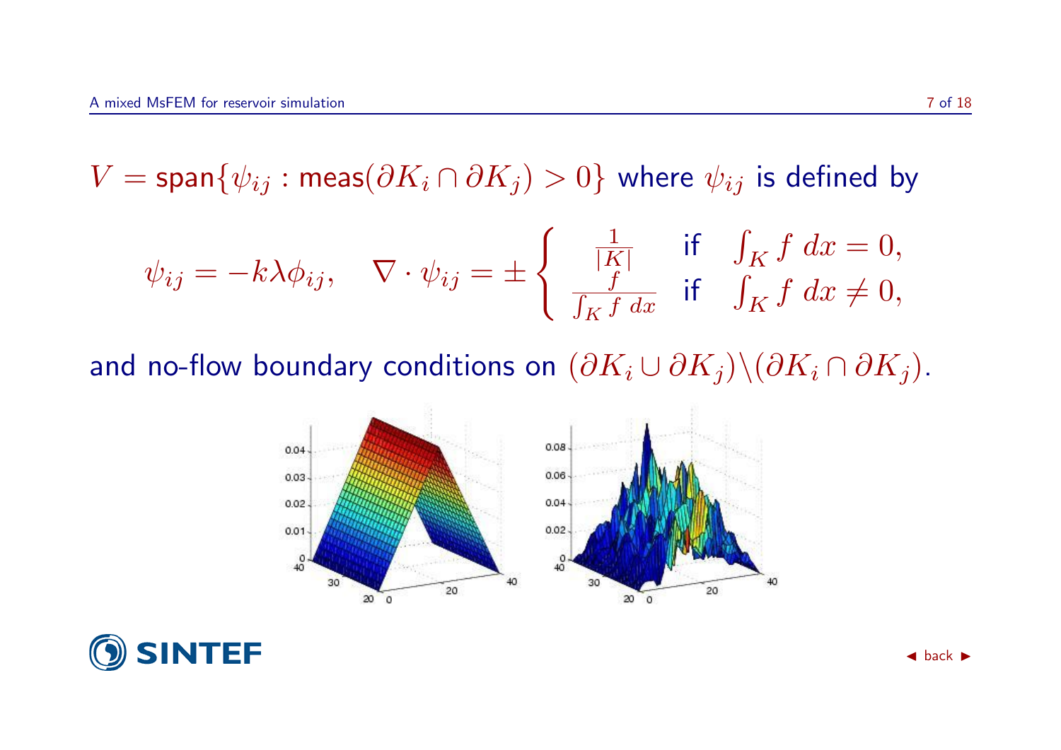$V = \text{span}\{\psi_{ij} : \text{meas}(\partial K_i \cap \partial K_j) > 0\}$ where $\psi_{ij}$ is defined by

$$\psi_{ij} = -k\lambda\phi_{ij}, \quad \nabla \cdot \psi_{ij} = \pm \begin{cases} \frac{1}{|K|} & \text{if} \quad \int_K f \, dx = 0, \\ \frac{f}{\int_K f \, dx} & \text{if} \quad \int_K f \, dx \neq 0, \end{cases}$$

and no-flow boundary conditions on $(\partial K_i \cup \partial K_j) \backslash (\partial K_i \cap \partial K_j)$.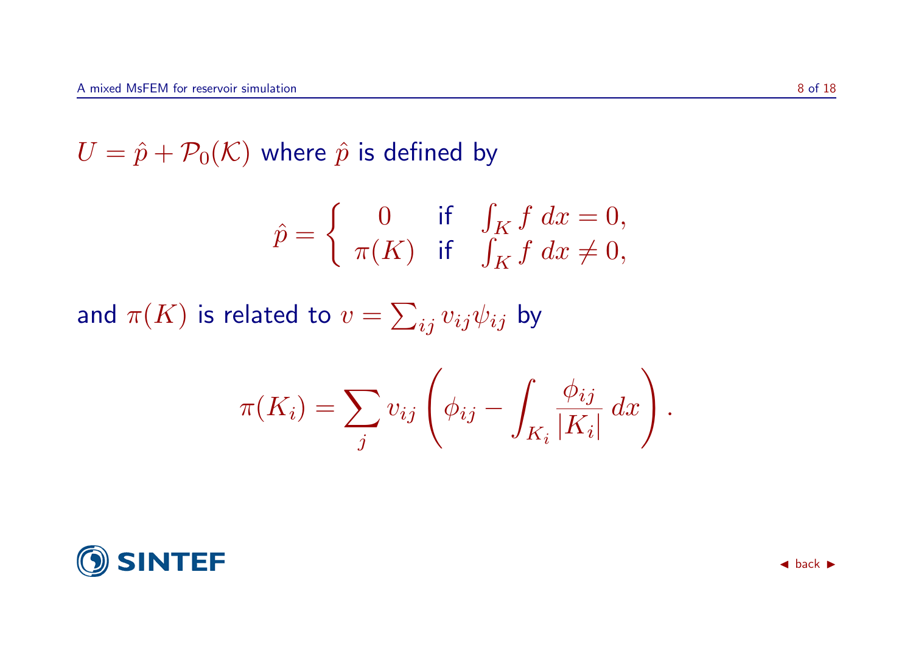$U = \hat{p} + \mathcal{P}_0(\mathcal{K})$ where $\hat{p}$ is defined by

$$\hat{p} = \begin{cases} 0 & \text{if} \quad \int_K f \, dx = 0, \\ \pi(K) & \text{if} \quad \int_K f \, dx \neq 0, \end{cases}$$

and $\pi(K)$ is related to $v = \sum_{ij} v_{ij}\psi_{ij}$ by

$$\pi(K_i) = \sum_j v_{ij} \left( \phi_{ij} - \int_{K_i} \frac{\phi_{ij}}{|K_i|} \, dx \right).$$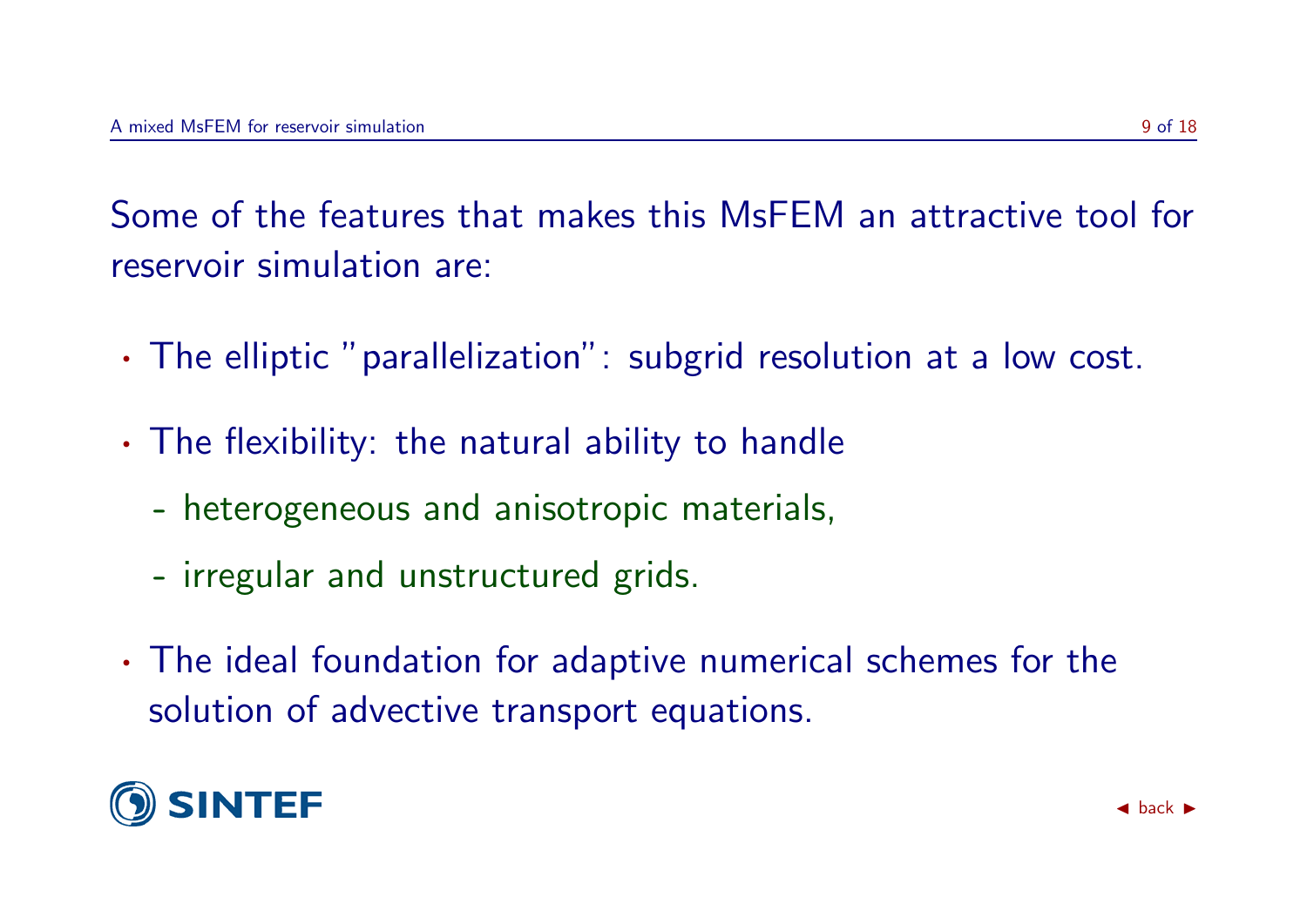Some of the features that makes this MsFEM an attractive tool for reservoir simulation are:

- The elliptic "parallelization": subgrid resolution at a low cost.
- The flexibility: the natural ability to handle
  - heterogeneous and anisotropic materials,
  - irregular and unstructured grids.
- The ideal foundation for adaptive numerical schemes for the solution of advective transport equations.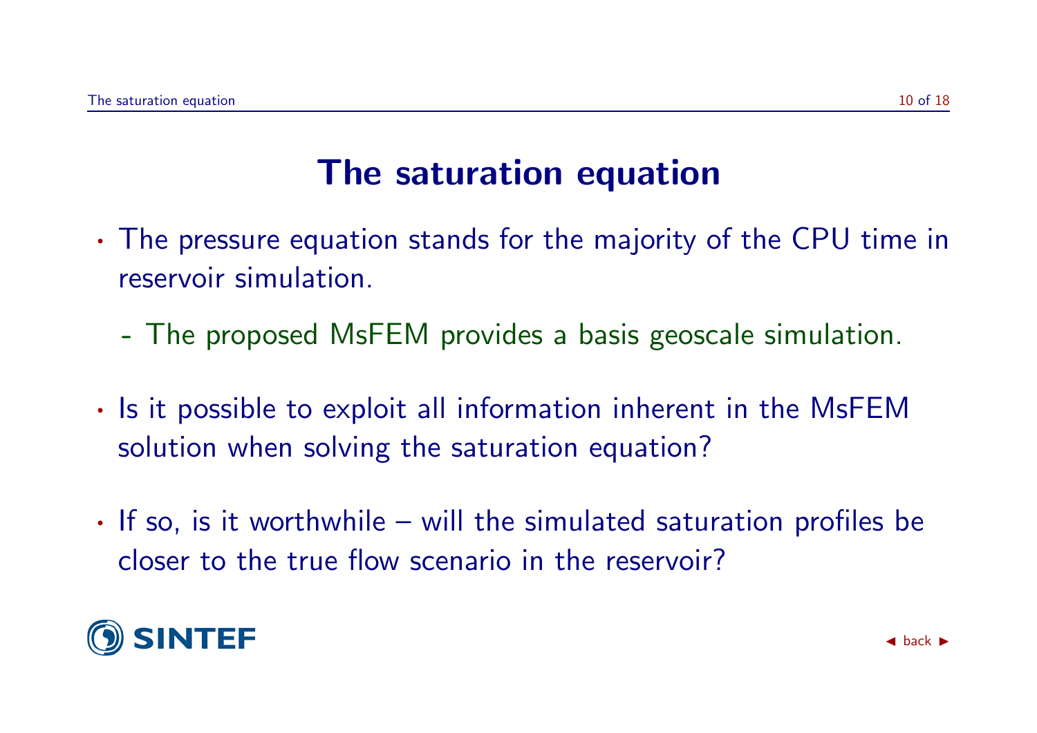# The saturation equation

- The pressure equation stands for the majority of the CPU time in reservoir simulation.
  - The proposed MsFEM provides a basis geoscale simulation.
- Is it possible to exploit all information inherent in the MsFEM solution when solving the saturation equation?
- If so, is it worthwhile – will the simulated saturation profiles be closer to the true flow scenario in the reservoir?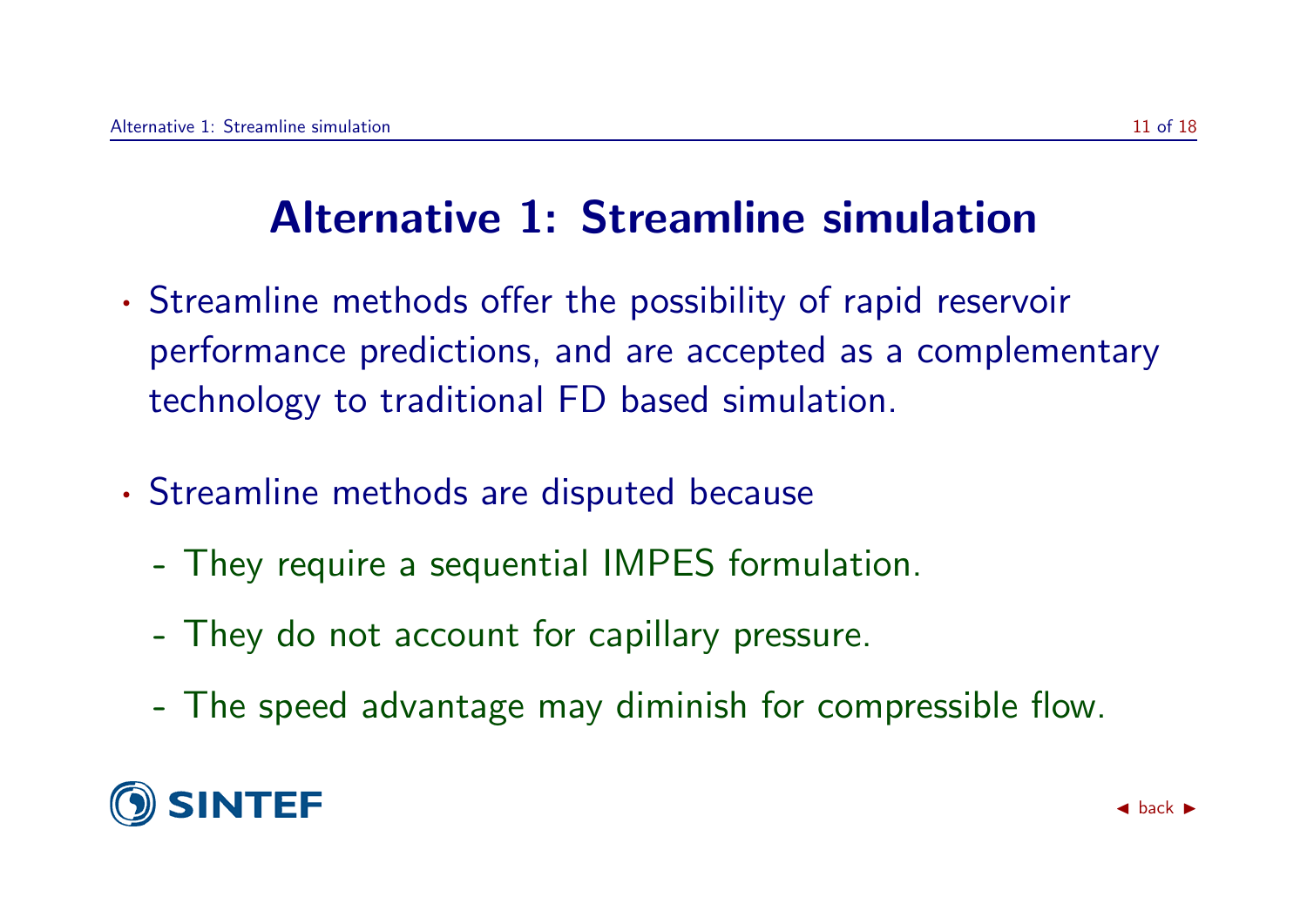# Alternative 1: Streamline simulation

- Streamline methods offer the possibility of rapid reservoir performance predictions, and are accepted as a complementary technology to traditional FD based simulation.
- Streamline methods are disputed because
  - They require a sequential IMPES formulation.
  - They do not account for capillary pressure.
  - The speed advantage may diminish for compressible flow.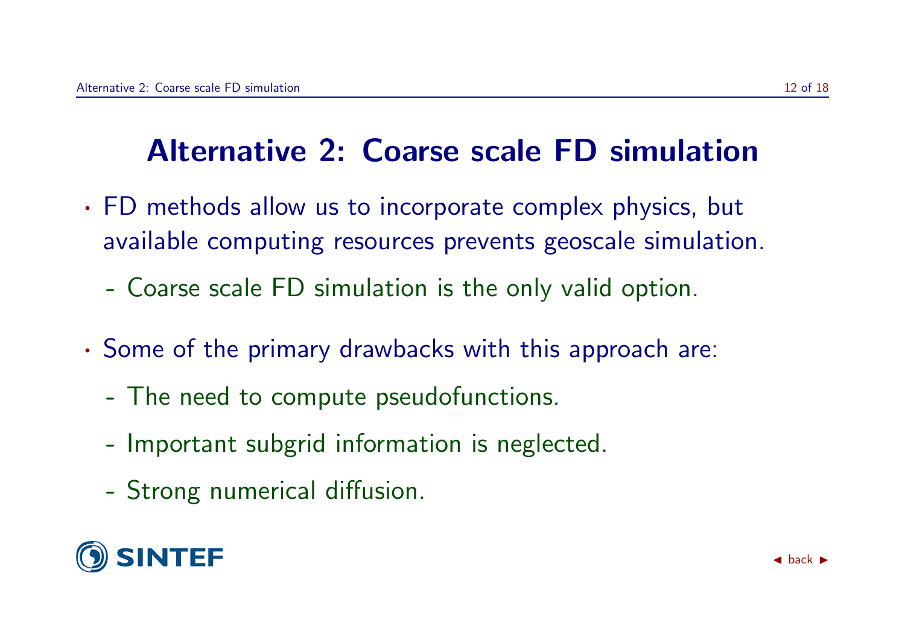# Alternative 2: Coarse scale FD simulation

- FD methods allow us to incorporate complex physics, but available computing resources prevents geoscale simulation.
  - Coarse scale FD simulation is the only valid option.
- Some of the primary drawbacks with this approach are:
  - The need to compute pseudofunctions.
  - Important subgrid information is neglected.
  - Strong numerical diffusion.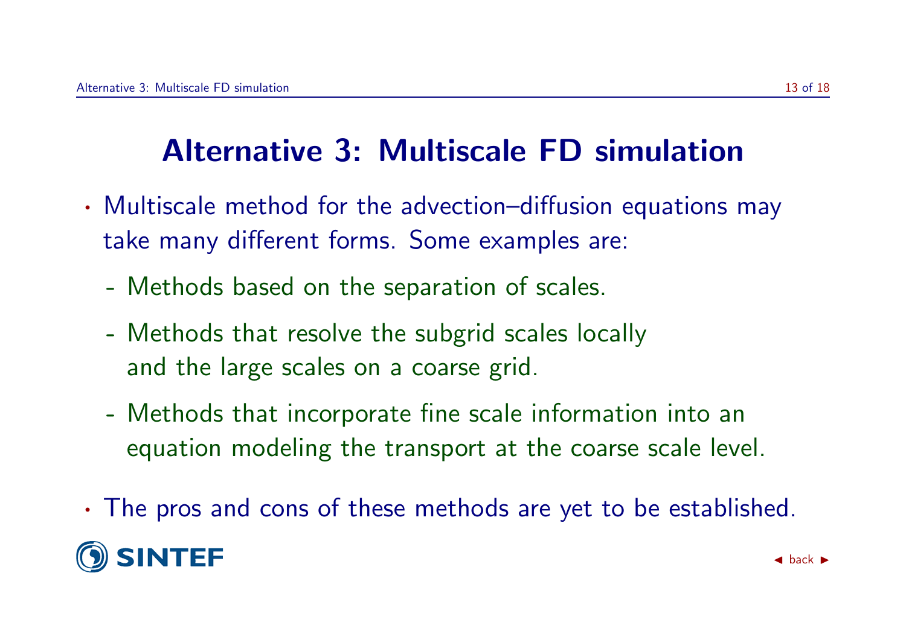# Alternative 3: Multiscale FD simulation

- Multiscale method for the advection–diffusion equations may take many different forms. Some examples are:
  - Methods based on the separation of scales.
  - Methods that resolve the subgrid scales locally and the large scales on a coarse grid.
  - Methods that incorporate fine scale information into an equation modeling the transport at the coarse scale level.
- The pros and cons of these methods are yet to be established.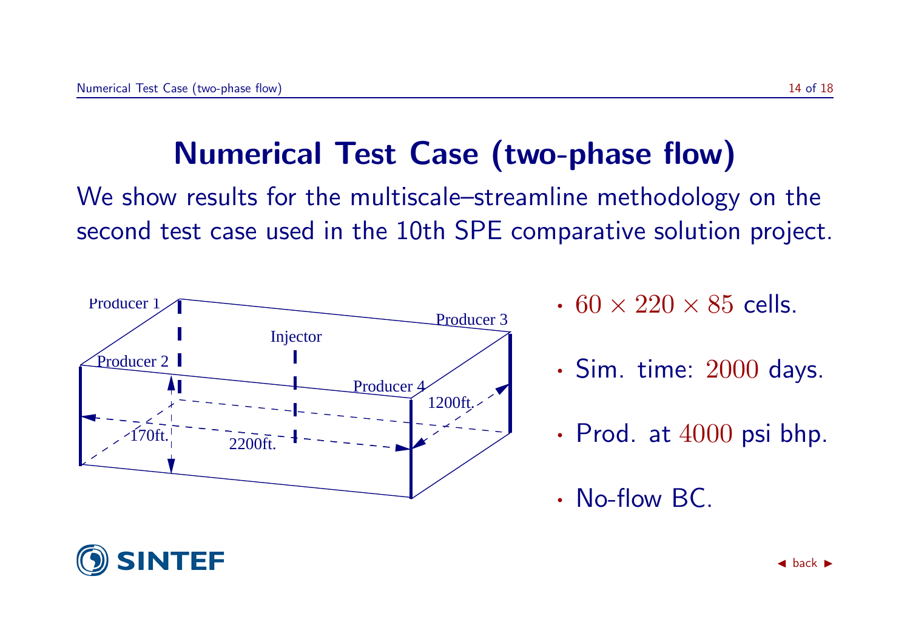# Numerical Test Case (two-phase flow)

We show results for the multiscale–streamline methodology on the second test case used in the 10th SPE comparative solution project.

Producer 1, Producer 2, Producer 3, Producer 4, Injector, 170ft., 2200ft., 1200ft.

- $60 \times 220 \times 85$ cells.
- Sim. time: $2000$ days.
- Prod. at $4000$ psi bhp.
- No-flow BC.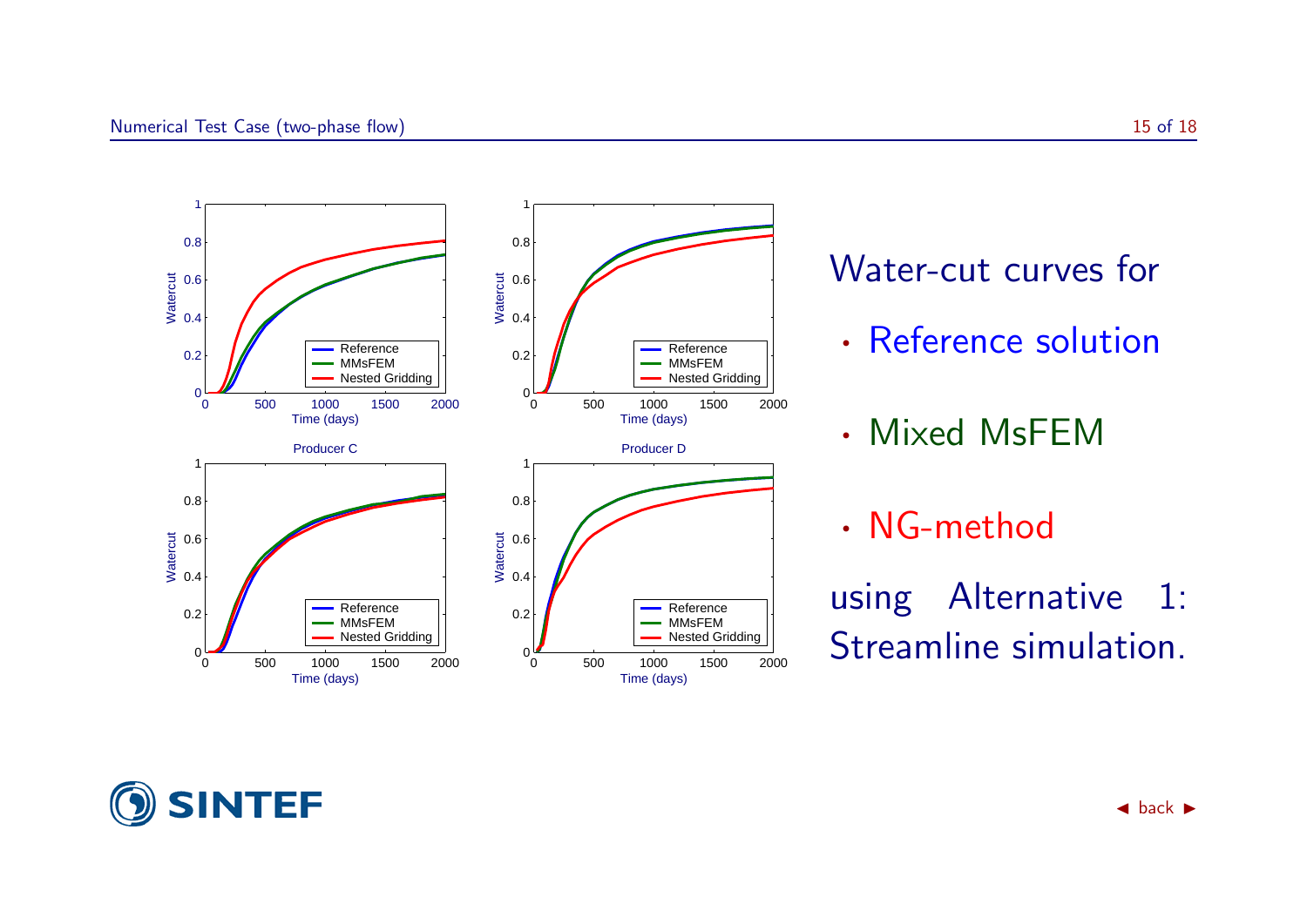Water-cut curves for

- Reference solution
- Mixed MsFEM
- NG-method

using Alternative 1: Streamline simulation.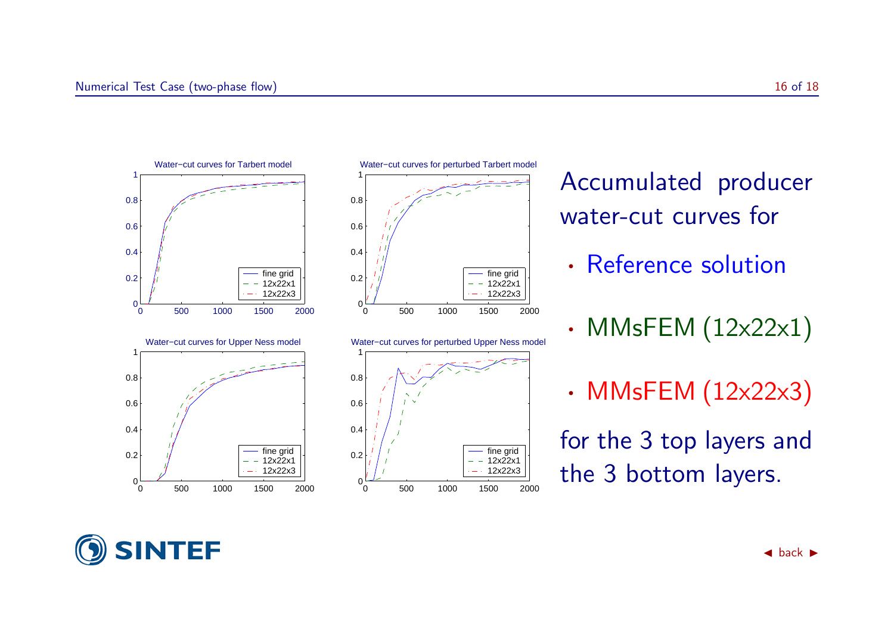Accumulated producer water-cut curves for

- Reference solution
- MMsFEM (12x22x1)
- MMsFEM (12x22x3)

for the 3 top layers and the 3 bottom layers.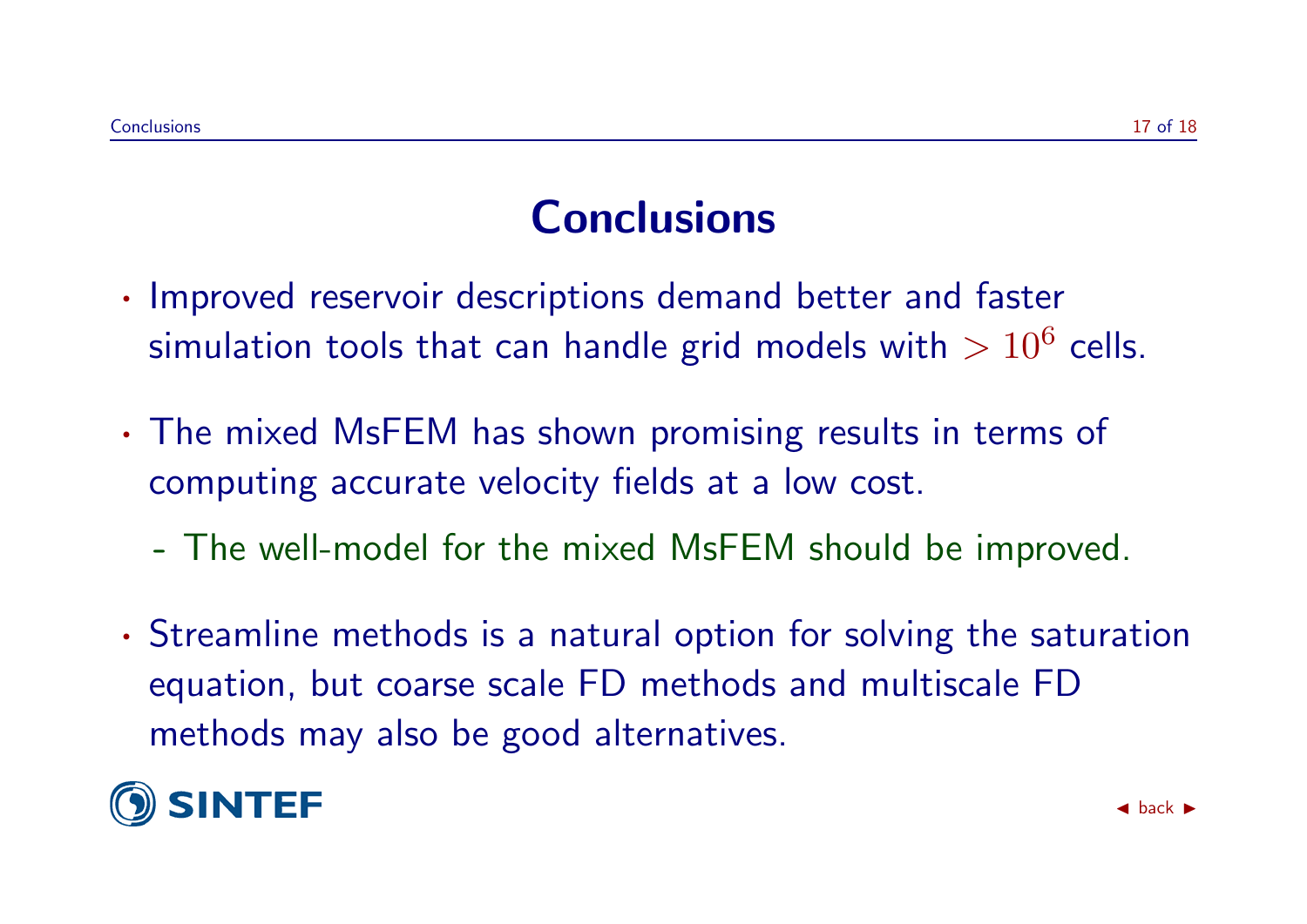# Conclusions

- Improved reservoir descriptions demand better and faster simulation tools that can handle grid models with $> 10^6$ cells.
- The mixed MsFEM has shown promising results in terms of computing accurate velocity fields at a low cost.
  - The well-model for the mixed MsFEM should be improved.
- Streamline methods is a natural option for solving the saturation equation, but coarse scale FD methods and multiscale FD methods may also be good alternatives.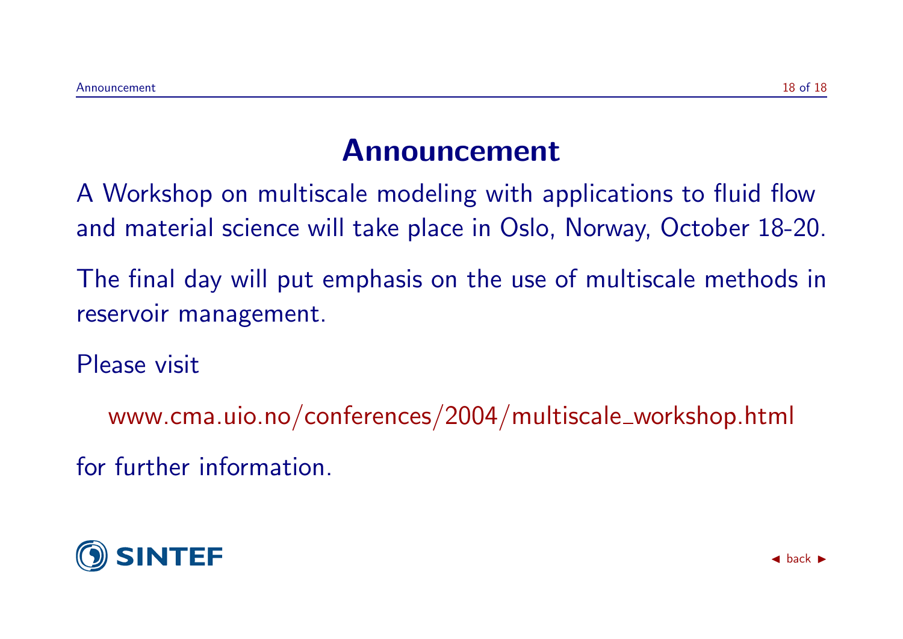# Announcement

A Workshop on multiscale modeling with applications to fluid flow and material science will take place in Oslo, Norway, October 18-20.

The final day will put emphasis on the use of multiscale methods in reservoir management.

Please visit

www.cma.uio.no/conferences/2004/multiscale_workshop.html

for further information.